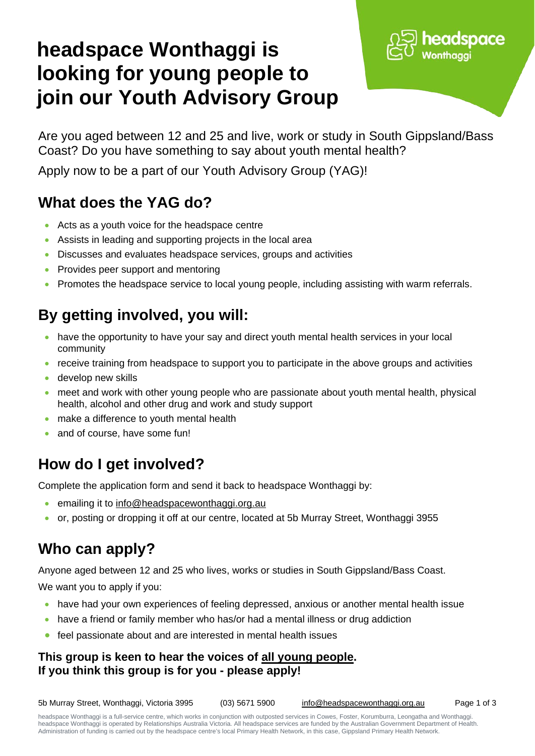# headspace Wonthaggi is looking for young people to join our Youth Advisory Group

Are you aged between 12 and 25 and live, work or study in South Gippsland/Bass Coast? Do you have something to say about youth mental health?

Apply now to be a part of our Youth Advisory Group (YAG)!

## What does the YAG do?

- Acts as a youth voice for the headspace centre
- Assists in leading and supporting projects in the local area
- Discusses and evaluates headspace services, groups and activities
- Provides peer support and mentoring
- Promotes the headspace service to local young people, including assisting with warm referrals.

## By getting involved, you will:

- have the opportunity to have your say and direct youth mental health services in your local community
- receive training from headspace to support you to participate in the above groups and activities
- develop new skills
- meet and work with other young people who are passionate about youth mental health, physical health, alcohol and other drug and work and study support
- make a difference to youth mental health
- and of course, have some fun!

## How do I get involved?

Complete the application form and send it back to headspace Wonthaggi by:

- emailing it to info@headspacewonthaggi.org.au
- or, posting or dropping it off at our centre, located at 5b Murray Street, Wonthaggi 3955

## Who can apply?

Anyone aged between 12 and 25 who lives, works or studies in South Gippsland/Bass Coast.

We want you to apply if you:

- have had your own experiences of feeling depressed, anxious or another mental health issue
- have a friend or family member who has/or had a mental illness or drug addiction
- feel passionate about and are interested in mental health issues

**This group is keen to hear the voices of <u>all young people</u>.**
**If you think this group is for you - please apply!**

5b Murray Street, Wonthaggi, Victoria 3995 (03) 5671 5900 info@headspacewonthaggi.org.au

headspace Wonthaggi is a full-service centre, which works in conjunction with outposted services in Cowes, Foster, Korumburra, Leongatha and Wonthaggi. headspace Wonthaggi is operated by Relationships Australia Victoria. All headspace services are funded by the Australian Government Department of Health. Administration of funding is carried out by the headspace centre's local Primary Health Network, in this case, Gippsland Primary Health Network.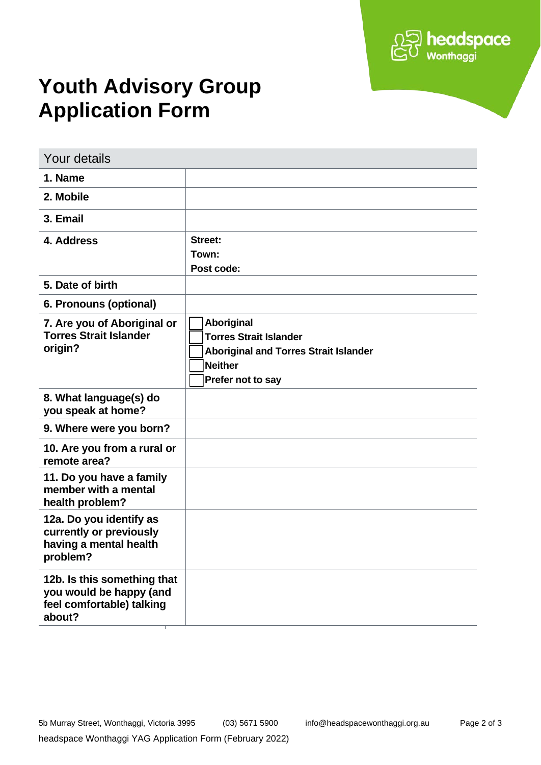# Youth Advisory Group Application Form

| Your details | |
|---|---|
| **1. Name** | |
| **2. Mobile** | |
| **3. Email** | |
| **4. Address** | **Street:**<br>**Town:**<br>**Post code:** |
| **5. Date of birth** | |
| **6. Pronouns (optional)** | |
| **7. Are you of Aboriginal or Torres Strait Islander origin?** | ☐ **Aboriginal**<br>☐ **Torres Strait Islander**<br>☐ **Aboriginal and Torres Strait Islander**<br>☐ **Neither**<br>☐ **Prefer not to say** |
| **8. What language(s) do you speak at home?** | |
| **9. Where were you born?** | |
| **10. Are you from a rural or remote area?** | |
| **11. Do you have a family member with a mental health problem?** | |
| **12a. Do you identify as currently or previously having a mental health problem?** | |
| **12b. Is this something that you would be happy (and feel comfortable) talking about?** | |

5b Murray Street, Wonthaggi, Victoria 3995 (03) 5671 5900 info@headspacewonthaggi.org.au

headspace Wonthaggi YAG Application Form (February 2022)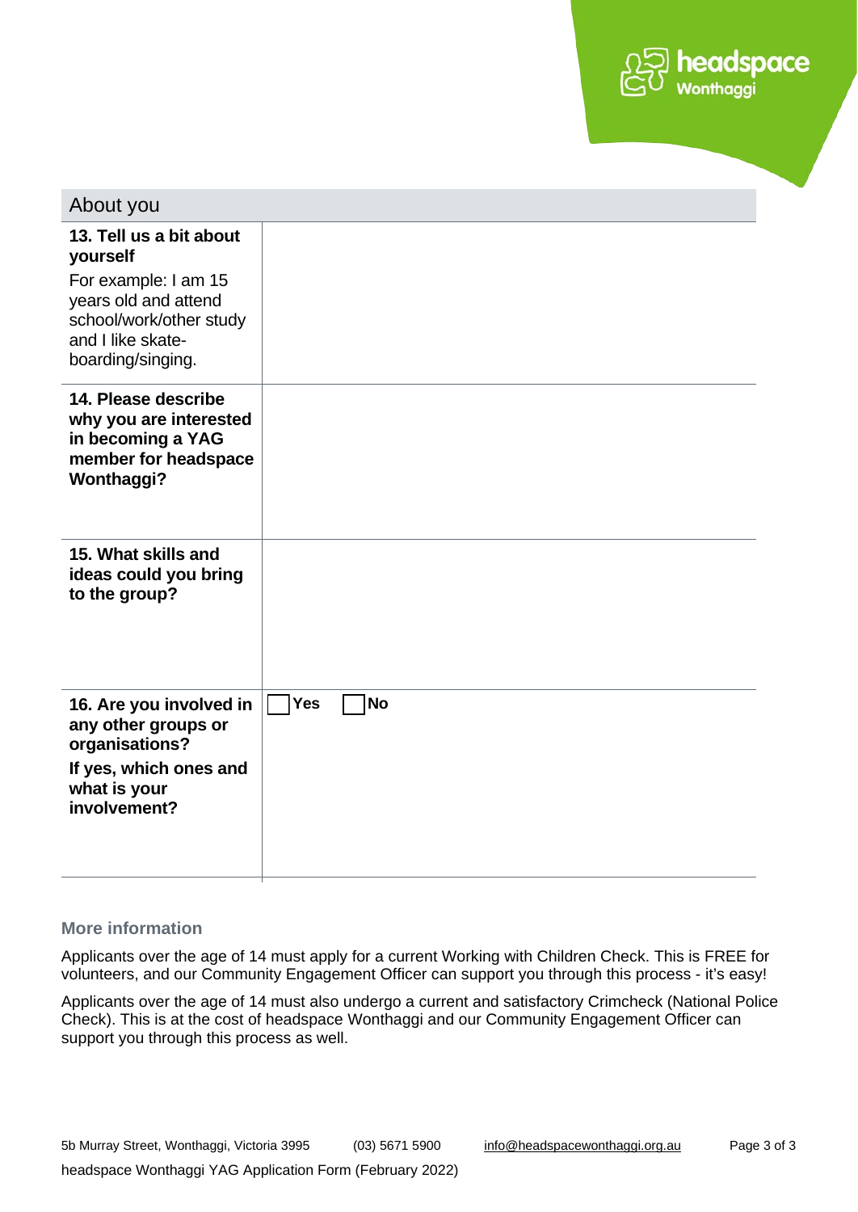| About you | |
| --- | --- |
| **13. Tell us a bit about yourself**<br>For example: I am 15 years old and attend school/work/other study and I like skate-boarding/singing. | |
| **14. Please describe why you are interested in becoming a YAG member for headspace Wonthaggi?** | |
| **15. What skills and ideas could you bring to the group?** | |
| **16. Are you involved in any other groups or organisations?**<br>**If yes, which ones and what is your involvement?** | ☐ **Yes** ☐ **No** |

### More information

Applicants over the age of 14 must apply for a current Working with Children Check. This is FREE for volunteers, and our Community Engagement Officer can support you through this process - it's easy!

Applicants over the age of 14 must also undergo a current and satisfactory Crimcheck (National Police Check). This is at the cost of headspace Wonthaggi and our Community Engagement Officer can support you through this process as well.